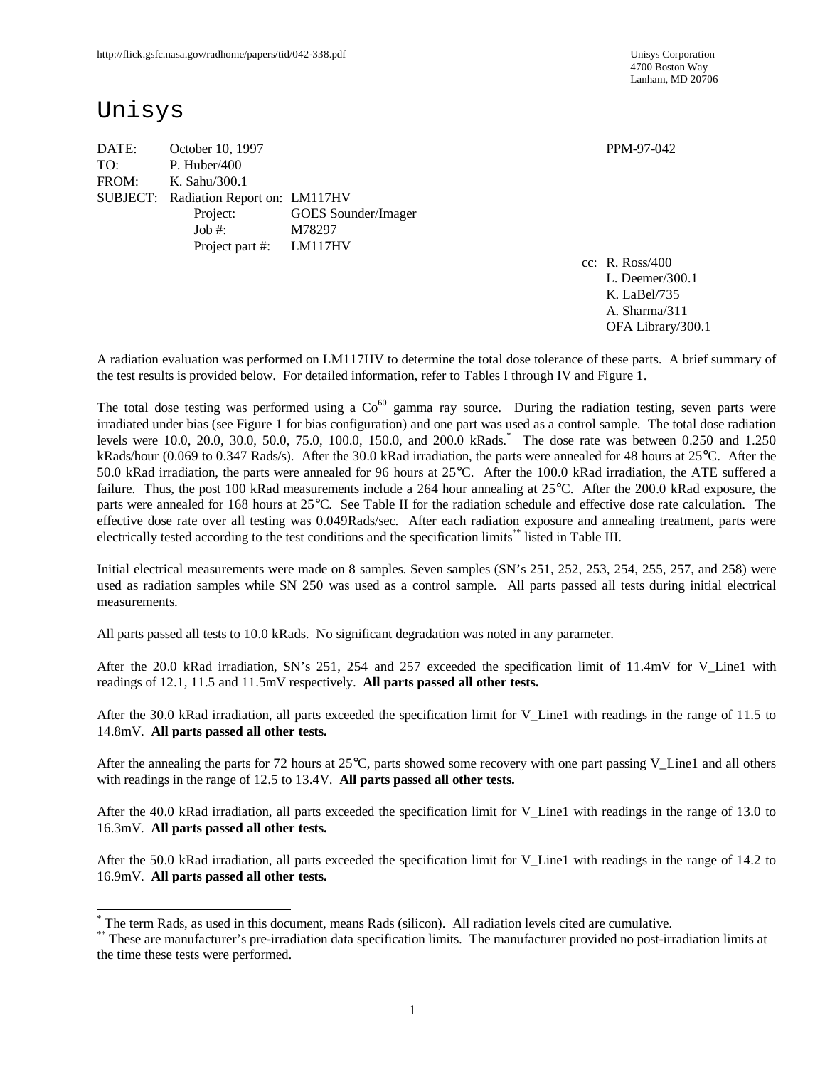http://flick.gsfc.nasa.gov/radhome/papers/tid/042-338.pdf

Unisys Corporation
4700 Boston Way
Lanham, MD 20706

# Unisys

DATE: October 10, 1997 PPM-97-042
TO: P. Huber/400
FROM: K. Sahu/300.1
SUBJECT: Radiation Report on: LM117HV
Project: GOES Sounder/Imager
Job #: M78297
Project part #: LM117HV

cc: R. Ross/400
L. Deemer/300.1
K. LaBel/735
A. Sharma/311
OFA Library/300.1

A radiation evaluation was performed on LM117HV to determine the total dose tolerance of these parts. A brief summary of the test results is provided below. For detailed information, refer to Tables I through IV and Figure 1.

The total dose testing was performed using a $Co^{60}$ gamma ray source. During the radiation testing, seven parts were irradiated under bias (see Figure 1 for bias configuration) and one part was used as a control sample. The total dose radiation levels were 10.0, 20.0, 30.0, 50.0, 75.0, 100.0, 150.0, and 200.0 kRads.* The dose rate was between 0.250 and 1.250 kRads/hour (0.069 to 0.347 Rads/s). After the 30.0 kRad irradiation, the parts were annealed for 48 hours at 25°C. After the 50.0 kRad irradiation, the parts were annealed for 96 hours at 25°C. After the 100.0 kRad irradiation, the ATE suffered a failure. Thus, the post 100 kRad measurements include a 264 hour annealing at 25°C. After the 200.0 kRad exposure, the parts were annealed for 168 hours at 25°C. See Table II for the radiation schedule and effective dose rate calculation. The effective dose rate over all testing was 0.049Rads/sec. After each radiation exposure and annealing treatment, parts were electrically tested according to the test conditions and the specification limits** listed in Table III.

Initial electrical measurements were made on 8 samples. Seven samples (SN's 251, 252, 253, 254, 255, 257, and 258) were used as radiation samples while SN 250 was used as a control sample. All parts passed all tests during initial electrical measurements.

All parts passed all tests to 10.0 kRads. No significant degradation was noted in any parameter.

After the 20.0 kRad irradiation, SN's 251, 254 and 257 exceeded the specification limit of 11.4mV for V_Line1 with readings of 12.1, 11.5 and 11.5mV respectively. **All parts passed all other tests.**

After the 30.0 kRad irradiation, all parts exceeded the specification limit for V_Line1 with readings in the range of 11.5 to 14.8mV. **All parts passed all other tests.**

After the annealing the parts for 72 hours at 25°C, parts showed some recovery with one part passing V_Line1 and all others with readings in the range of 12.5 to 13.4V. **All parts passed all other tests.**

After the 40.0 kRad irradiation, all parts exceeded the specification limit for V_Line1 with readings in the range of 13.0 to 16.3mV. **All parts passed all other tests.**

After the 50.0 kRad irradiation, all parts exceeded the specification limit for V_Line1 with readings in the range of 14.2 to 16.9mV. **All parts passed all other tests.**

---

* The term Rads, as used in this document, means Rads (silicon). All radiation levels cited are cumulative.

** These are manufacturer's pre-irradiation data specification limits. The manufacturer provided no post-irradiation limits at the time these tests were performed.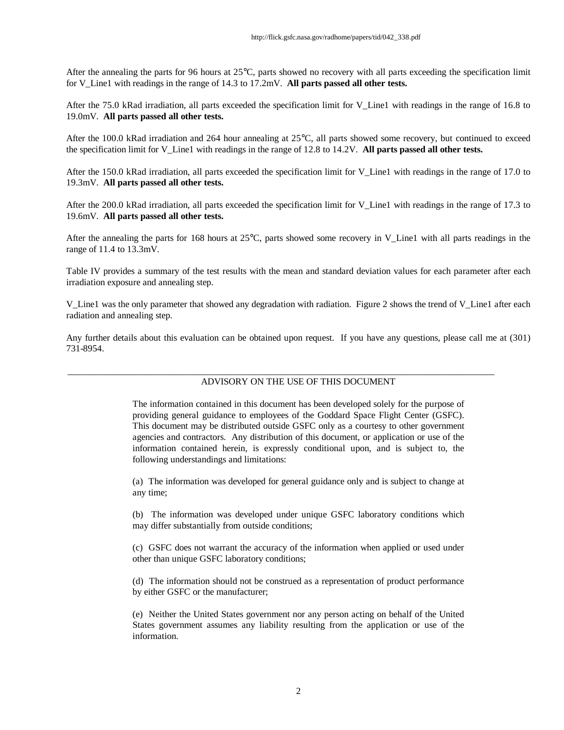After the annealing the parts for 96 hours at 25°C, parts showed no recovery with all parts exceeding the specification limit for V_Line1 with readings in the range of 14.3 to 17.2mV. **All parts passed all other tests.**

After the 75.0 kRad irradiation, all parts exceeded the specification limit for V_Line1 with readings in the range of 16.8 to 19.0mV. **All parts passed all other tests.**

After the 100.0 kRad irradiation and 264 hour annealing at 25°C, all parts showed some recovery, but continued to exceed the specification limit for V_Line1 with readings in the range of 12.8 to 14.2V. **All parts passed all other tests.**

After the 150.0 kRad irradiation, all parts exceeded the specification limit for V_Line1 with readings in the range of 17.0 to 19.3mV. **All parts passed all other tests.**

After the 200.0 kRad irradiation, all parts exceeded the specification limit for V_Line1 with readings in the range of 17.3 to 19.6mV. **All parts passed all other tests.**

After the annealing the parts for 168 hours at 25°C, parts showed some recovery in V_Line1 with all parts readings in the range of 11.4 to 13.3mV.

Table IV provides a summary of the test results with the mean and standard deviation values for each parameter after each irradiation exposure and annealing step.

V_Line1 was the only parameter that showed any degradation with radiation. Figure 2 shows the trend of V_Line1 after each radiation and annealing step.

Any further details about this evaluation can be obtained upon request. If you have any questions, please call me at (301) 731-8954.

---

ADVISORY ON THE USE OF THIS DOCUMENT

The information contained in this document has been developed solely for the purpose of providing general guidance to employees of the Goddard Space Flight Center (GSFC). This document may be distributed outside GSFC only as a courtesy to other government agencies and contractors. Any distribution of this document, or application or use of the information contained herein, is expressly conditional upon, and is subject to, the following understandings and limitations:

(a) The information was developed for general guidance only and is subject to change at any time;

(b) The information was developed under unique GSFC laboratory conditions which may differ substantially from outside conditions;

(c) GSFC does not warrant the accuracy of the information when applied or used under other than unique GSFC laboratory conditions;

(d) The information should not be construed as a representation of product performance by either GSFC or the manufacturer;

(e) Neither the United States government nor any person acting on behalf of the United States government assumes any liability resulting from the application or use of the information.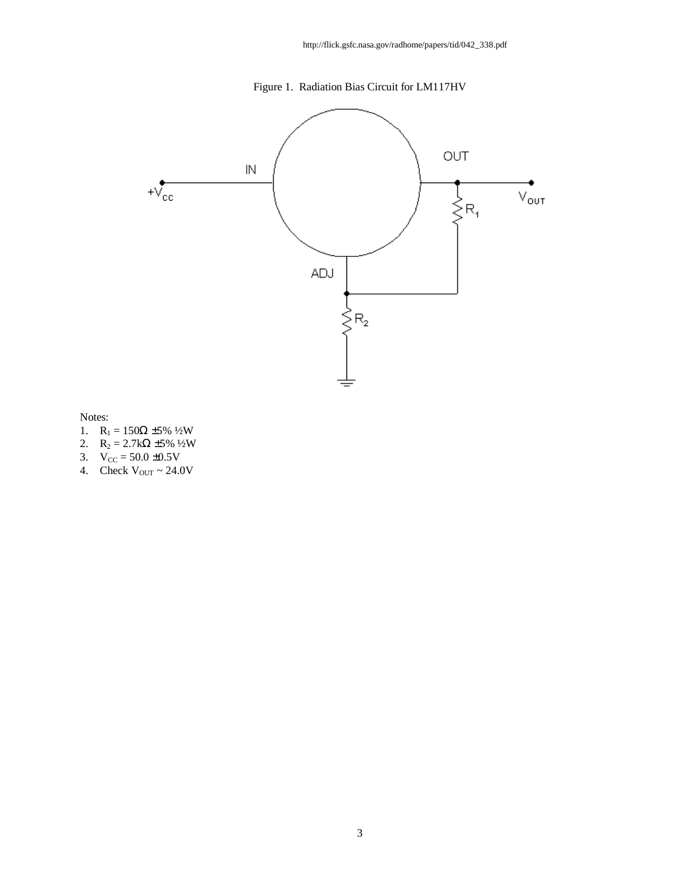http://flick.gsfc.nasa.gov/radhome/papers/tid/042_338.pdf

Figure 1. Radiation Bias Circuit for LM117HV

Notes:

1. $R_1$ = 150Ω ±5% ½W
2. $R_2$ = 2.7kΩ ±5% ½W
3. $V_{CC}$ = 50.0 ±0.5V
4. Check $V_{OUT}$ ~ 24.0V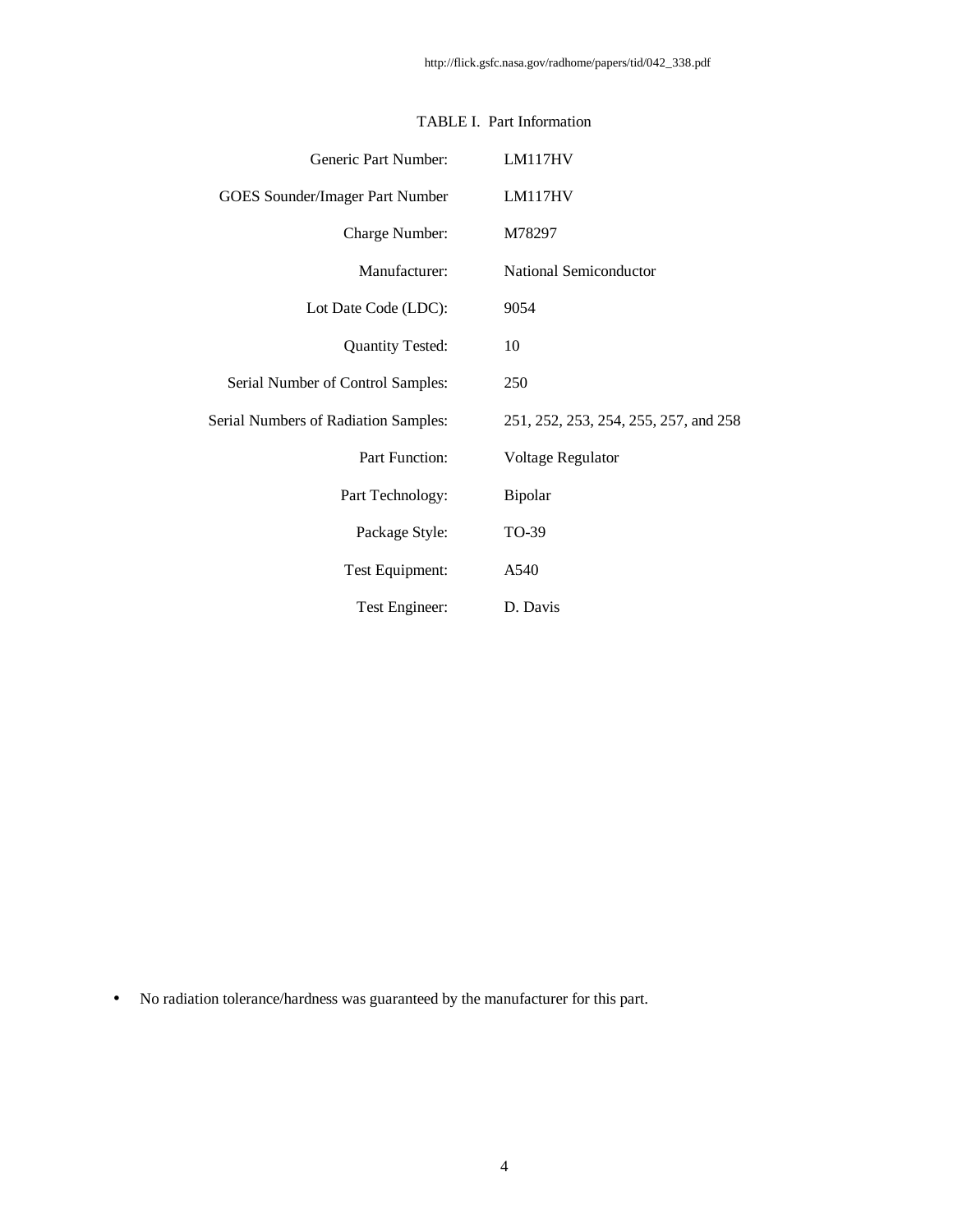TABLE I. Part Information

| | |
|---|---|
| Generic Part Number: | LM117HV |
| GOES Sounder/Imager Part Number | LM117HV |
| Charge Number: | M78297 |
| Manufacturer: | National Semiconductor |
| Lot Date Code (LDC): | 9054 |
| Quantity Tested: | 10 |
| Serial Number of Control Samples: | 250 |
| Serial Numbers of Radiation Samples: | 251, 252, 253, 254, 255, 257, and 258 |
| Part Function: | Voltage Regulator |
| Part Technology: | Bipolar |
| Package Style: | TO-39 |
| Test Equipment: | A540 |
| Test Engineer: | D. Davis |

- No radiation tolerance/hardness was guaranteed by the manufacturer for this part.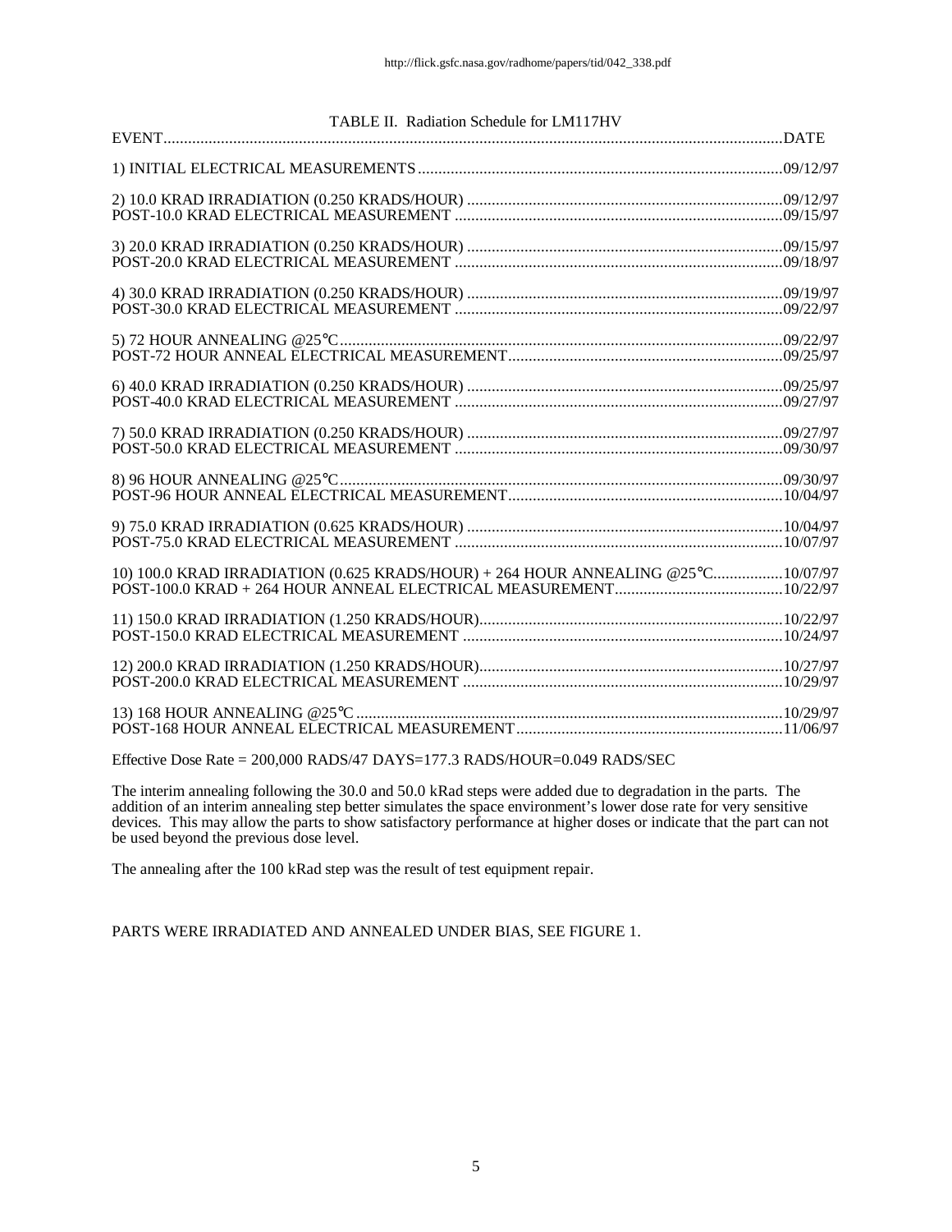TABLE II. Radiation Schedule for LM117HV

| EVENT | DATE |
|---|---|
| 1) INITIAL ELECTRICAL MEASUREMENTS | 09/12/97 |
| 2) 10.0 KRAD IRRADIATION (0.250 KRADS/HOUR) | 09/12/97 |
| POST-10.0 KRAD ELECTRICAL MEASUREMENT | 09/15/97 |
| 3) 20.0 KRAD IRRADIATION (0.250 KRADS/HOUR) | 09/15/97 |
| POST-20.0 KRAD ELECTRICAL MEASUREMENT | 09/18/97 |
| 4) 30.0 KRAD IRRADIATION (0.250 KRADS/HOUR) | 09/19/97 |
| POST-30.0 KRAD ELECTRICAL MEASUREMENT | 09/22/97 |
| 5) 72 HOUR ANNEALING @25°C | 09/22/97 |
| POST-72 HOUR ANNEAL ELECTRICAL MEASUREMENT | 09/25/97 |
| 6) 40.0 KRAD IRRADIATION (0.250 KRADS/HOUR) | 09/25/97 |
| POST-40.0 KRAD ELECTRICAL MEASUREMENT | 09/27/97 |
| 7) 50.0 KRAD IRRADIATION (0.250 KRADS/HOUR) | 09/27/97 |
| POST-50.0 KRAD ELECTRICAL MEASUREMENT | 09/30/97 |
| 8) 96 HOUR ANNEALING @25°C | 09/30/97 |
| POST-96 HOUR ANNEAL ELECTRICAL MEASUREMENT | 10/04/97 |
| 9) 75.0 KRAD IRRADIATION (0.625 KRADS/HOUR) | 10/04/97 |
| POST-75.0 KRAD ELECTRICAL MEASUREMENT | 10/07/97 |
| 10) 100.0 KRAD IRRADIATION (0.625 KRADS/HOUR) + 264 HOUR ANNEALING @25°C | 10/07/97 |
| POST-100.0 KRAD + 264 HOUR ANNEAL ELECTRICAL MEASUREMENT | 10/22/97 |
| 11) 150.0 KRAD IRRADIATION (1.250 KRADS/HOUR) | 10/22/97 |
| POST-150.0 KRAD ELECTRICAL MEASUREMENT | 10/24/97 |
| 12) 200.0 KRAD IRRADIATION (1.250 KRADS/HOUR) | 10/27/97 |
| POST-200.0 KRAD ELECTRICAL MEASUREMENT | 10/29/97 |
| 13) 168 HOUR ANNEALING @25°C | 10/29/97 |
| POST-168 HOUR ANNEAL ELECTRICAL MEASUREMENT | 11/06/97 |

Effective Dose Rate = 200,000 RADS/47 DAYS=177.3 RADS/HOUR=0.049 RADS/SEC

The interim annealing following the 30.0 and 50.0 kRad steps were added due to degradation in the parts. The addition of an interim annealing step better simulates the space environment's lower dose rate for very sensitive devices. This may allow the parts to show satisfactory performance at higher doses or indicate that the part can not be used beyond the previous dose level.

The annealing after the 100 kRad step was the result of test equipment repair.

PARTS WERE IRRADIATED AND ANNEALED UNDER BIAS, SEE FIGURE 1.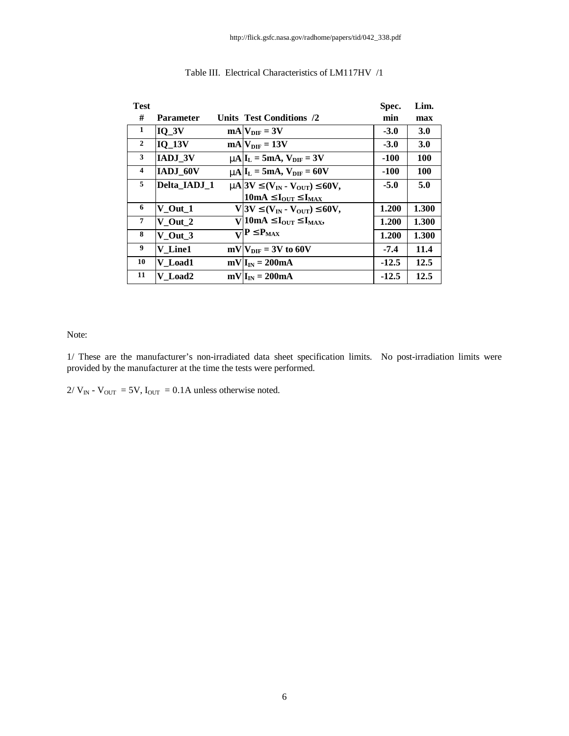http://flick.gsfc.nasa.gov/radhome/papers/tid/042_338.pdf

Table III. Electrical Characteristics of LM117HV /1

| Test # | Parameter | Units | Test Conditions /2 | Spec. min | Lim. max |
|---|---|---|---|---|---|
| 1 | IQ_3V | mA | $V_{DIF}$ = 3V | -3.0 | 3.0 |
| 2 | IQ_13V | mA | $V_{DIF}$ = 13V | -3.0 | 3.0 |
| 3 | IADJ_3V | μA | $I_L$ = 5mA, $V_{DIF}$ = 3V | -100 | 100 |
| 4 | IADJ_60V | μA | $I_L$ = 5mA, $V_{DIF}$ = 60V | -100 | 100 |
| 5 | Delta_IADJ_1 | μA | 3V ≤ ($V_{IN}$ - $V_{OUT}$) ≤ 60V, 10mA ≤ $I_{OUT}$ ≤ $I_{MAX}$ | -5.0 | 5.0 |
| 6 | V_Out_1 | V | 3V ≤ ($V_{IN}$ - $V_{OUT}$) ≤ 60V, 10mA ≤ $I_{OUT}$ ≤ $I_{MAX}$, P ≤ $P_{MAX}$ | 1.200 | 1.300 |
| 7 | V_Out_2 | V | | 1.200 | 1.300 |
| 8 | V_Out_3 | V | | 1.200 | 1.300 |
| 9 | V_Line1 | mV | $V_{DIF}$ = 3V to 60V | -7.4 | 11.4 |
| 10 | V_Load1 | mV | $I_{IN}$ = 200mA | -12.5 | 12.5 |
| 11 | V_Load2 | mV | $I_{IN}$ = 200mA | -12.5 | 12.5 |

Note:

1/ These are the manufacturer's non-irradiated data sheet specification limits. No post-irradiation limits were provided by the manufacturer at the time the tests were performed.

2/ $V_{IN}$ - $V_{OUT}$ = 5V, $I_{OUT}$ = 0.1A unless otherwise noted.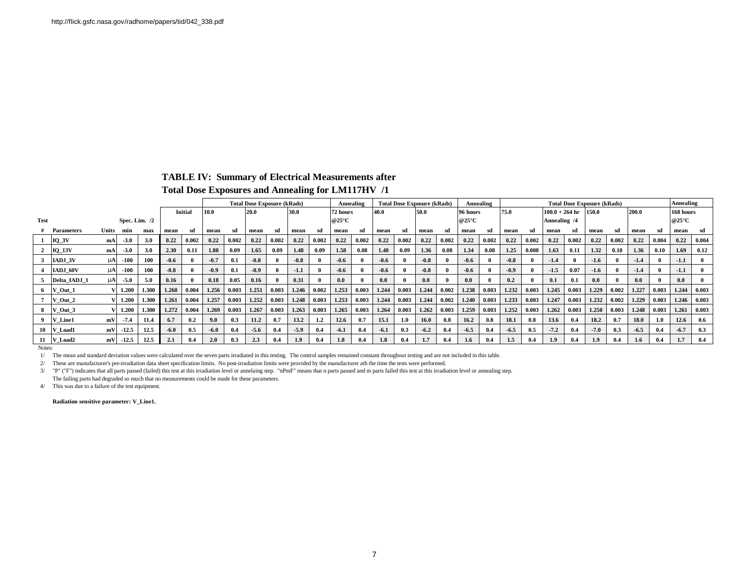http://flick.gsfc.nasa.gov/radhome/papers/tid/042_338.pdf

**TABLE IV: Summary of Electrical Measurements after Total Dose Exposures and Annealing for LM117HV /1**

| Test | | | Spec. Lim. /2 | | Initial | | Total Dose Exposure (kRads) | | | | | | Annealing | | Total Dose Exposure (kRads) | | | | Annealing | | Total Dose Exposure (kRads) | | | | | | | | Annealing | |
|---|---|---|---|---|---|---|---|---|---|---|---|---|---|---|---|---|---|---|---|---|---|---|---|---|---|---|---|---|---|---|
| | | | | | | | 10.0 | | 20.0 | | 30.0 | | 72 hours @25°C | | 40.0 | | 50.0 | | 96 hours @25°C | | 75.0 | | 100.0 + 264 hr Annealing /4 | | 150.0 | | 200.0 | | 168 hours @25°C | |
| # | Parameters | Units | min | max | mean | sd | mean | sd | mean | sd | mean | sd | mean | sd | mean | sd | mean | sd | mean | sd | mean | sd | mean | sd | mean | sd | mean | sd | mean | sd |
| 1 | IQ_3V | mA | -3.0 | 3.0 | 0.22 | 0.002 | 0.22 | 0.002 | 0.22 | 0.002 | 0.22 | 0.002 | 0.22 | 0.002 | 0.22 | 0.002 | 0.22 | 0.002 | 0.22 | 0.002 | 0.22 | 0.002 | 0.22 | 0.002 | 0.22 | 0.002 | 0.22 | 0.004 | 0.22 | 0.004 |
| 2 | IQ_13V | mA | -3.0 | 3.0 | 2.30 | 0.11 | 1.88 | 0.09 | 1.65 | 0.09 | 1.48 | 0.09 | 1.58 | 0.08 | 1.40 | 0.09 | 1.36 | 0.08 | 1.34 | 0.08 | 1.25 | 0.008 | 1.63 | 0.11 | 1.32 | 0.10 | 1.36 | 0.10 | 1.69 | 0.12 |
| 3 | IADJ_3V | µA | -100 | 100 | -0.6 | 0 | -0.7 | 0.1 | -0.8 | 0 | -0.8 | 0 | -0.6 | 0 | -0.6 | 0 | -0.8 | 0 | -0.6 | 0 | -0.8 | 0 | -1.4 | 0 | -1.6 | 0 | -1.4 | 0 | -1.1 | 0 |
| 4 | IADJ_60V | µA | -100 | 100 | -0.8 | 0 | -0.9 | 0.1 | -0.9 | 0 | -1.1 | 0 | -0.6 | 0 | -0.6 | 0 | -0.8 | 0 | -0.6 | 0 | -0.9 | 0 | -1.5 | 0.07 | -1.6 | 0 | -1.4 | 0 | -1.1 | 0 |
| 5 | Delta_IADJ_1 | µA | -5.0 | 5.0 | 0.16 | 0 | 0.18 | 0.05 | 0.16 | 0 | 0.31 | 0 | 0.0 | 0 | 0.0 | 0 | 0.0 | 0 | 0.0 | 0 | 0.2 | 0 | 0.1 | 0.1 | 0.0 | 0 | 0.0 | 0 | 0.0 | 0 |
| 6 | V_Out_1 | V | 1.200 | 1.300 | 1.260 | 0.004 | 1.256 | 0.003 | 1.251 | 0.003 | 1.246 | 0.002 | 1.253 | 0.003 | 1.244 | 0.003 | 1.244 | 0.002 | 1.238 | 0.003 | 1.232 | 0.003 | 1.245 | 0.003 | 1.229 | 0.002 | 1.227 | 0.003 | 1.244 | 0.003 |
| 7 | V_Out_2 | V | 1.200 | 1.300 | 1.261 | 0.004 | 1.257 | 0.003 | 1.252 | 0.003 | 1.248 | 0.003 | 1.253 | 0.003 | 1.244 | 0.003 | 1.244 | 0.002 | 1.240 | 0.003 | 1.233 | 0.003 | 1.247 | 0.003 | 1.232 | 0.002 | 1.229 | 0.003 | 1.246 | 0.003 |
| 8 | V_Out_3 | V | 1.200 | 1.300 | 1.272 | 0.004 | 1.269 | 0.003 | 1.267 | 0.003 | 1.263 | 0.003 | 1.265 | 0.003 | 1.264 | 0.003 | 1.262 | 0.003 | 1.259 | 0.003 | 1.252 | 0.003 | 1.262 | 0.003 | 1.250 | 0.003 | 1.248 | 0.003 | 1.261 | 0.003 |
| 9 | V_Line1 | mV | -7.4 | 11.4 | 6.7 | 0.2 | 9.0 | 0.3 | 11.2 | 0.7 | 13.2 | 1.2 | 12.6 | 0.7 | 15.1 | 1.0 | 16.0 | 0.8 | 16.2 | 0.8 | 18.1 | 0.8 | 13.6 | 0.4 | 18.2 | 0.7 | 18.0 | 1.0 | 12.6 | 0.6 |
| 10 | V_Load1 | mV | -12.5 | 12.5 | -6.0 | 0.5 | -6.0 | 0.4 | -5.6 | 0.4 | -5.9 | 0.4 | -6.1 | 0.4 | -6.1 | 0.3 | -6.2 | 0.4 | -6.5 | 0.4 | -6.5 | 0.5 | -7.2 | 0.4 | -7.0 | 0.3 | -6.5 | 0.4 | -6.7 | 0.3 |
| 11 | V_Load2 | mV | -12.5 | 12.5 | 2.1 | 0.4 | 2.0 | 0.3 | 2.3 | 0.4 | 1.9 | 0.4 | 1.8 | 0.4 | 1.8 | 0.4 | 1.7 | 0.4 | 1.6 | 0.4 | 1.5 | 0.4 | 1.9 | 0.4 | 1.9 | 0.4 | 1.6 | 0.4 | 1.7 | 0.4 |

Notes:

1/ The mean and standard deviation values were calculated over the seven parts irradiated in this testing. The control samples remained constant throughout testing and are not included in this table.

2/ These are manufacturer's pre-irradiation data sheet specification limits. No post-irradiation limits were provided by the manufacturer ath the time the tests were performed.

3/ "P" ("F") indicates that all parts passed (failed) this test at this irradiation level or annelaing step. "nPmF" means that n parts passed and m parts failed this test at this irradiation level or annealing step. The failing parts had degraded so much that no measurements could be made for these parameters.

4/ This was due to a failure of the test equipment.

**Radiation sensitive parameter: V_Line1.**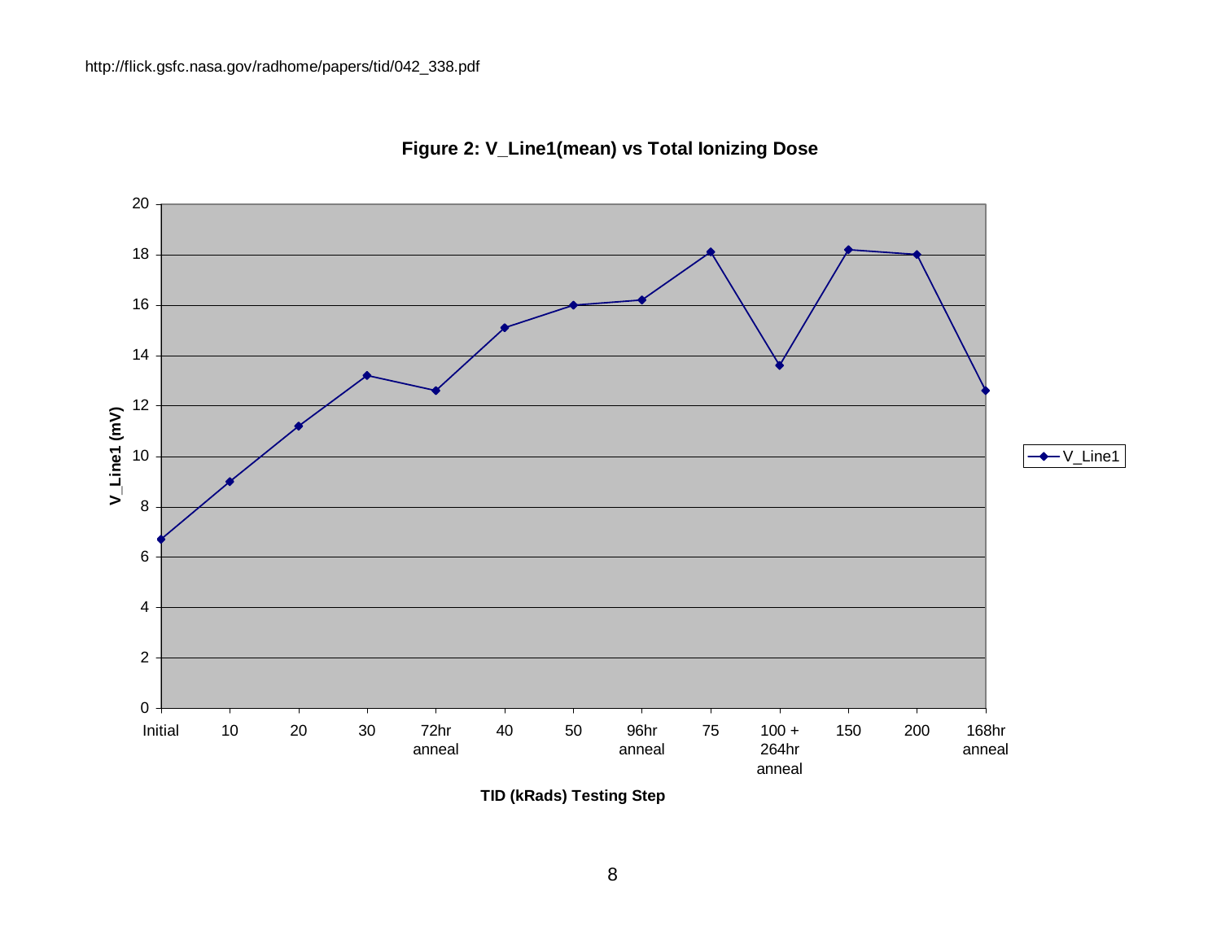http://flick.gsfc.nasa.gov/radhome/papers/tid/042_338.pdf

**Figure 2: V_Line1(mean) vs Total Ionizing Dose**

V_Line1 (mV)

20
18
16
14
12
10
8
6
4
2
0

Initial
10
20
30
72hr anneal
40
50
96hr anneal
75
100 + 264hr anneal
150
200
168hr anneal

TID (kRads) Testing Step

V_Line1